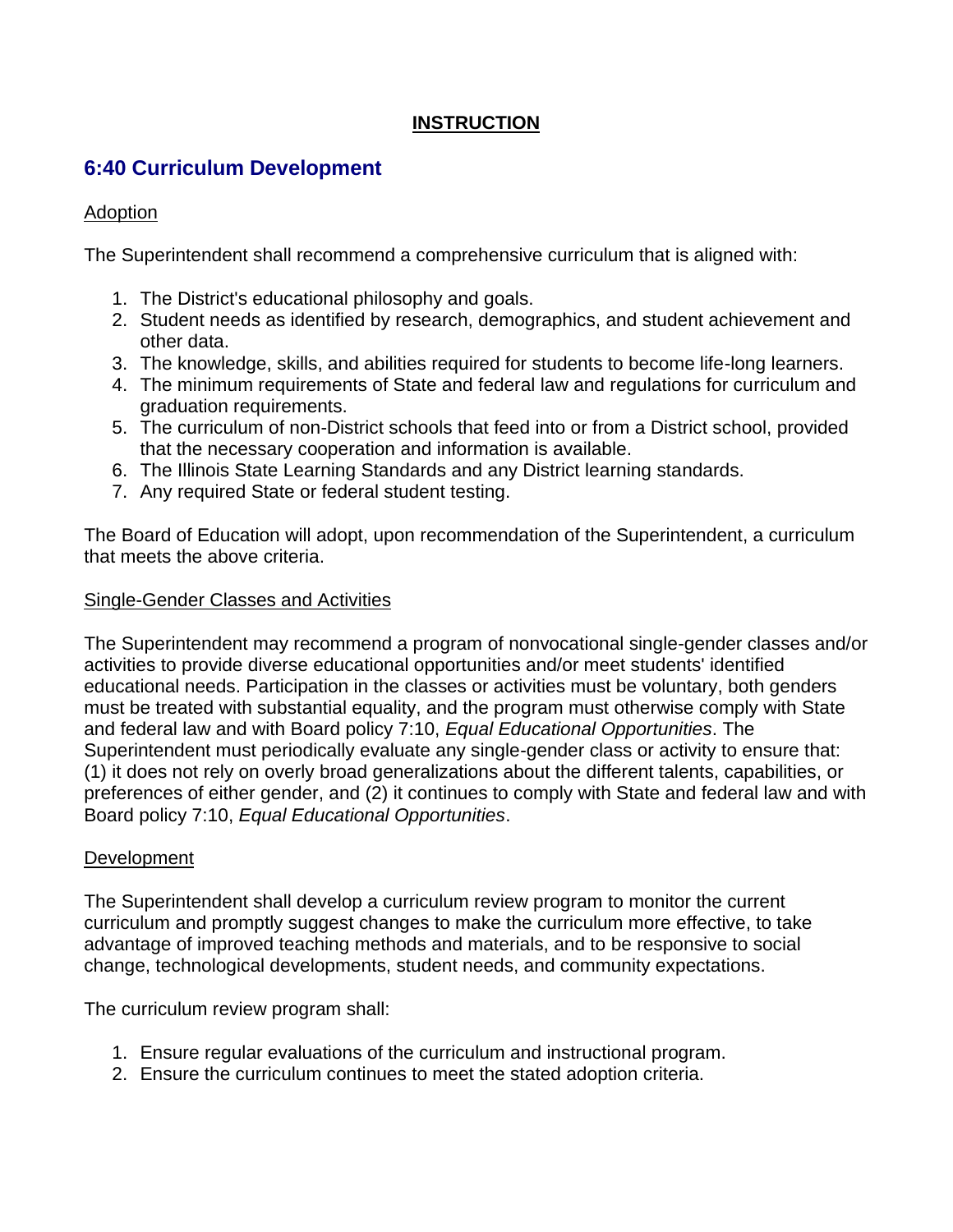**INSTRUCTION**

## 6:40 Curriculum Development

Adoption

The Superintendent shall recommend a comprehensive curriculum that is aligned with:

1. The District's educational philosophy and goals.
2. Student needs as identified by research, demographics, and student achievement and other data.
3. The knowledge, skills, and abilities required for students to become life-long learners.
4. The minimum requirements of State and federal law and regulations for curriculum and graduation requirements.
5. The curriculum of non-District schools that feed into or from a District school, provided that the necessary cooperation and information is available.
6. The Illinois State Learning Standards and any District learning standards.
7. Any required State or federal student testing.

The Board of Education will adopt, upon recommendation of the Superintendent, a curriculum that meets the above criteria.

Single-Gender Classes and Activities

The Superintendent may recommend a program of nonvocational single-gender classes and/or activities to provide diverse educational opportunities and/or meet students' identified educational needs. Participation in the classes or activities must be voluntary, both genders must be treated with substantial equality, and the program must otherwise comply with State and federal law and with Board policy 7:10, *Equal Educational Opportunities*. The Superintendent must periodically evaluate any single-gender class or activity to ensure that: (1) it does not rely on overly broad generalizations about the different talents, capabilities, or preferences of either gender, and (2) it continues to comply with State and federal law and with Board policy 7:10, *Equal Educational Opportunities*.

Development

The Superintendent shall develop a curriculum review program to monitor the current curriculum and promptly suggest changes to make the curriculum more effective, to take advantage of improved teaching methods and materials, and to be responsive to social change, technological developments, student needs, and community expectations.

The curriculum review program shall:

1. Ensure regular evaluations of the curriculum and instructional program.
2. Ensure the curriculum continues to meet the stated adoption criteria.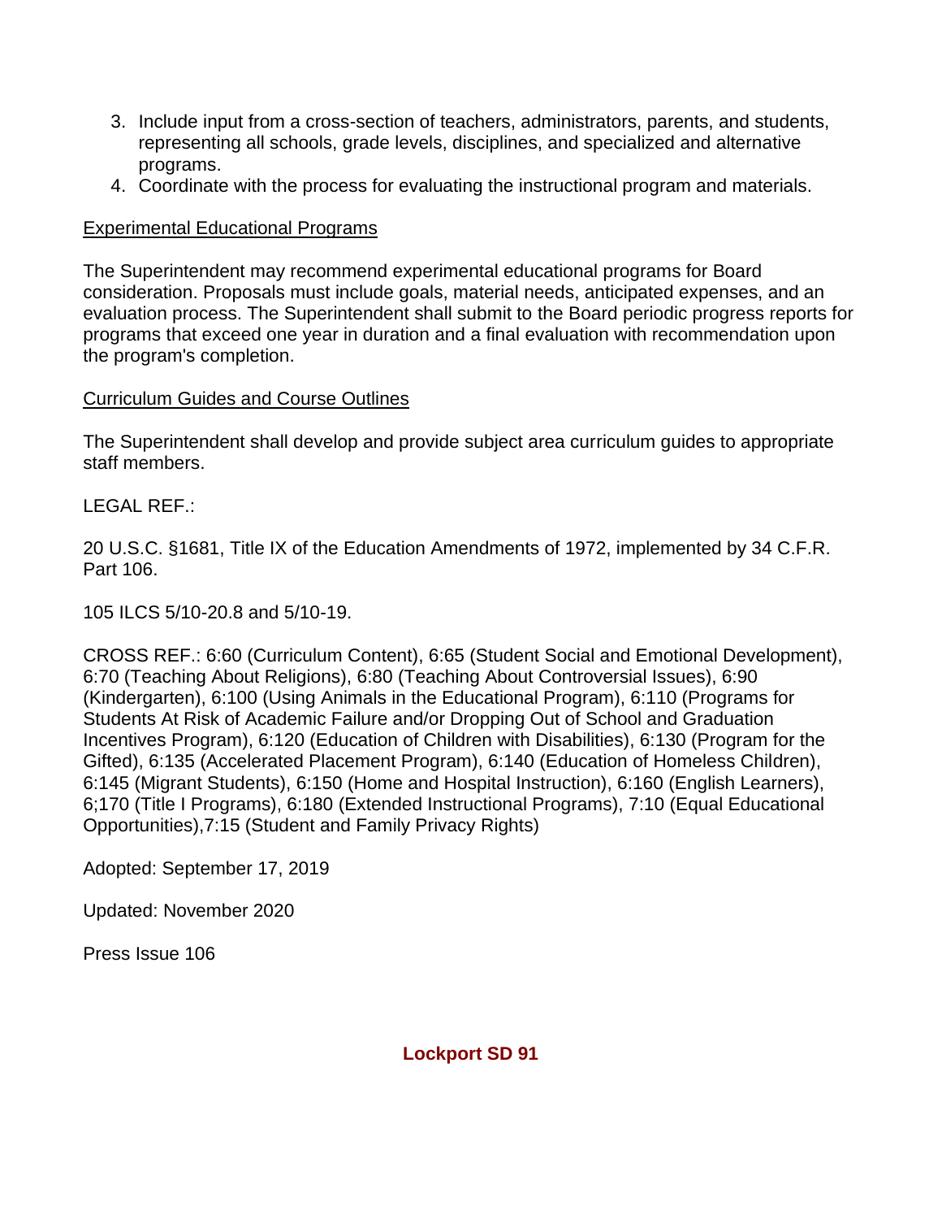3. Include input from a cross-section of teachers, administrators, parents, and students, representing all schools, grade levels, disciplines, and specialized and alternative programs.
4. Coordinate with the process for evaluating the instructional program and materials.

<u>Experimental Educational Programs</u>

The Superintendent may recommend experimental educational programs for Board consideration. Proposals must include goals, material needs, anticipated expenses, and an evaluation process. The Superintendent shall submit to the Board periodic progress reports for programs that exceed one year in duration and a final evaluation with recommendation upon the program's completion.

<u>Curriculum Guides and Course Outlines</u>

The Superintendent shall develop and provide subject area curriculum guides to appropriate staff members.

LEGAL REF.:

20 U.S.C. §1681, Title IX of the Education Amendments of 1972, implemented by 34 C.F.R. Part 106.

105 ILCS 5/10-20.8 and 5/10-19.

CROSS REF.: 6:60 (Curriculum Content), 6:65 (Student Social and Emotional Development), 6:70 (Teaching About Religions), 6:80 (Teaching About Controversial Issues), 6:90 (Kindergarten), 6:100 (Using Animals in the Educational Program), 6:110 (Programs for Students At Risk of Academic Failure and/or Dropping Out of School and Graduation Incentives Program), 6:120 (Education of Children with Disabilities), 6:130 (Program for the Gifted), 6:135 (Accelerated Placement Program), 6:140 (Education of Homeless Children), 6:145 (Migrant Students), 6:150 (Home and Hospital Instruction), 6:160 (English Learners), 6;170 (Title I Programs), 6:180 (Extended Instructional Programs), 7:10 (Equal Educational Opportunities),7:15 (Student and Family Privacy Rights)

Adopted: September 17, 2019

Updated: November 2020

Press Issue 106

**Lockport SD 91**